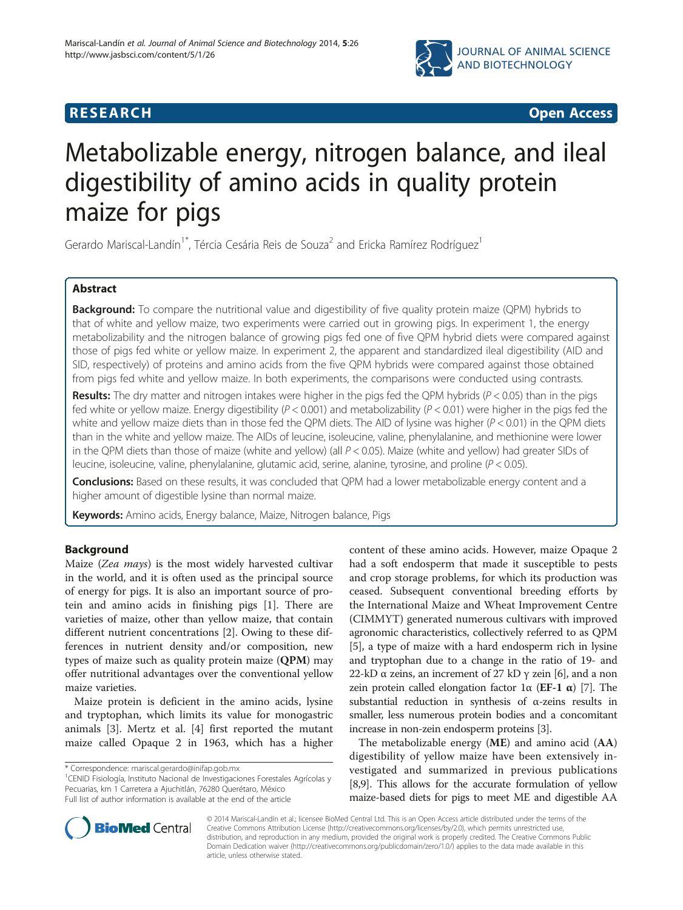**RESEARCH** **Open Access**

# Metabolizable energy, nitrogen balance, and ileal digestibility of amino acids in quality protein maize for pigs

Gerardo Mariscal-Landín[1*], Tércia Cesária Reis de Souza[2] and Ericka Ramírez Rodríguez[1]

## Abstract

**Background:** To compare the nutritional value and digestibility of five quality protein maize (QPM) hybrids to that of white and yellow maize, two experiments were carried out in growing pigs. In experiment 1, the energy metabolizability and the nitrogen balance of growing pigs fed one of five QPM hybrid diets were compared against those of pigs fed white or yellow maize. In experiment 2, the apparent and standardized ileal digestibility (AID and SID, respectively) of proteins and amino acids from the five QPM hybrids were compared against those obtained from pigs fed white and yellow maize. In both experiments, the comparisons were conducted using contrasts.

**Results:** The dry matter and nitrogen intakes were higher in the pigs fed the QPM hybrids ($P < 0.05$) than in the pigs fed white or yellow maize. Energy digestibility ($P < 0.001$) and metabolizability ($P < 0.01$) were higher in the pigs fed the white and yellow maize diets than in those fed the QPM diets. The AID of lysine was higher ($P < 0.01$) in the QPM diets than in the white and yellow maize. The AIDs of leucine, isoleucine, valine, phenylalanine, and methionine were lower in the QPM diets than those of maize (white and yellow) (all $P < 0.05$). Maize (white and yellow) had greater SIDs of leucine, isoleucine, valine, phenylalanine, glutamic acid, serine, alanine, tyrosine, and proline ($P < 0.05$).

**Conclusions:** Based on these results, it was concluded that QPM had a lower metabolizable energy content and a higher amount of digestible lysine than normal maize.

**Keywords:** Amino acids, Energy balance, Maize, Nitrogen balance, Pigs

## Background

Maize (*Zea mays*) is the most widely harvested cultivar in the world, and it is often used as the principal source of energy for pigs. It is also an important source of protein and amino acids in finishing pigs [1]. There are varieties of maize, other than yellow maize, that contain different nutrient concentrations [2]. Owing to these differences in nutrient density and/or composition, new types of maize such as quality protein maize (**QPM**) may offer nutritional advantages over the conventional yellow maize varieties.

Maize protein is deficient in the amino acids, lysine and tryptophan, which limits its value for monogastric animals [3]. Mertz et al. [4] first reported the mutant maize called Opaque 2 in 1963, which has a higher content of these amino acids. However, maize Opaque 2 had a soft endosperm that made it susceptible to pests and crop storage problems, for which its production was ceased. Subsequent conventional breeding efforts by the International Maize and Wheat Improvement Centre (CIMMYT) generated numerous cultivars with improved agronomic characteristics, collectively referred to as QPM [5], a type of maize with a hard endosperm rich in lysine and tryptophan due to a change in the ratio of 19- and 22-kD α zeins, an increment of 27 kD γ zein [6], and a non zein protein called elongation factor 1α (**EF-1 α**) [7]. The substantial reduction in synthesis of α-zeins results in smaller, less numerous protein bodies and a concomitant increase in non-zein endosperm proteins [3].

The metabolizable energy (**ME**) and amino acid (**AA**) digestibility of yellow maize have been extensively investigated and summarized in previous publications [8,9]. This allows for the accurate formulation of yellow maize-based diets for pigs to meet ME and digestible AA

\* Correspondence: mariscal.gerardo@inifap.gob.mx

[1]CENID Fisiología, Instituto Nacional de Investigaciones Forestales Agrícolas y Pecuarias, km 1 Carretera a Ajuchitlán, 76280 Querétaro, México

Full list of author information is available at the end of the article

© 2014 Mariscal-Landín et al.; licensee BioMed Central Ltd. This is an Open Access article distributed under the terms of the Creative Commons Attribution License (http://creativecommons.org/licenses/by/2.0), which permits unrestricted use, distribution, and reproduction in any medium, provided the original work is properly credited. The Creative Commons Public Domain Dedication waiver (http://creativecommons.org/publicdomain/zero/1.0/) applies to the data made available in this article, unless otherwise stated.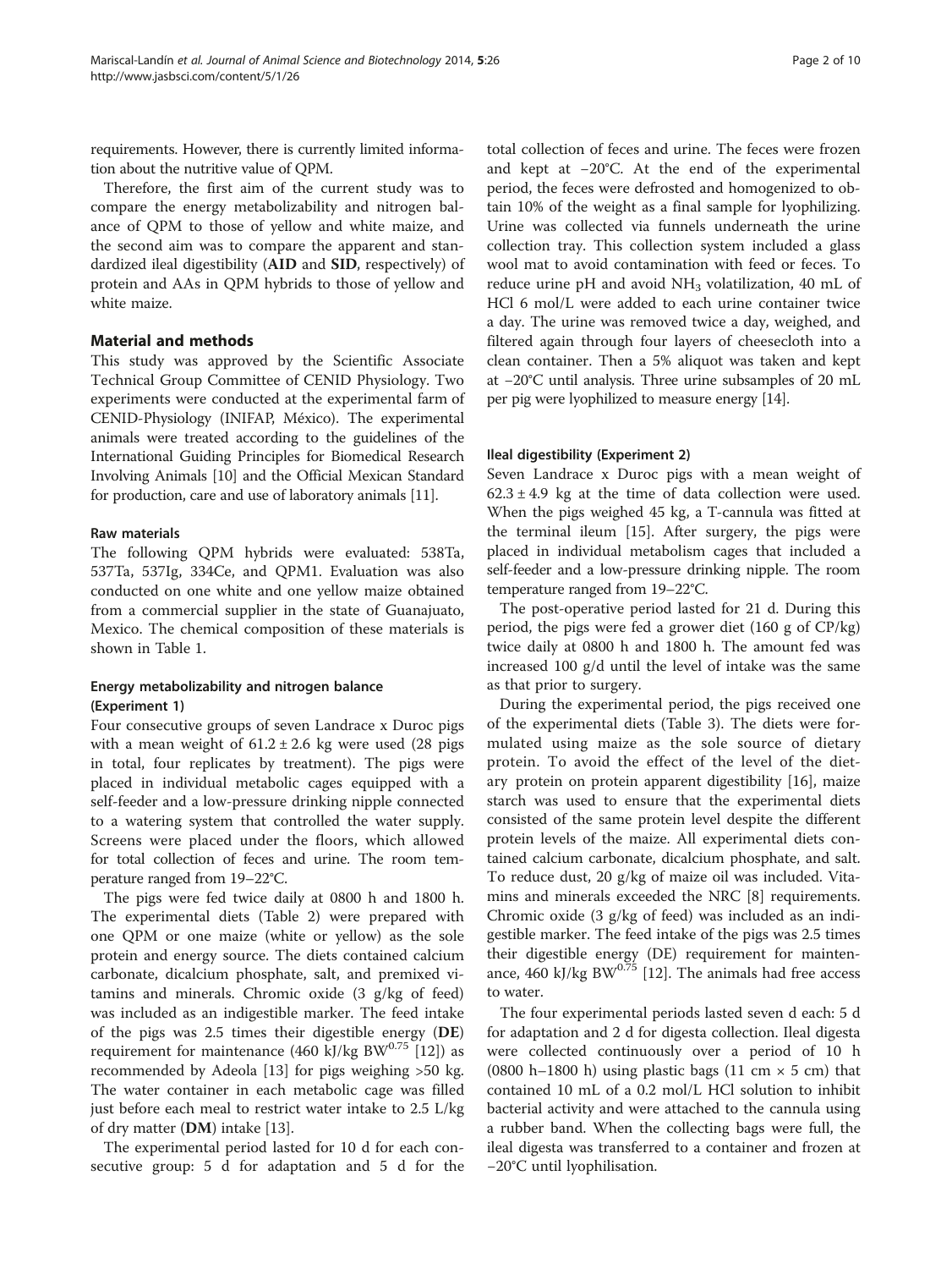requirements. However, there is currently limited information about the nutritive value of QPM.

Therefore, the first aim of the current study was to compare the energy metabolizability and nitrogen balance of QPM to those of yellow and white maize, and the second aim was to compare the apparent and standardized ileal digestibility (**AID** and **SID**, respectively) of protein and AAs in QPM hybrids to those of yellow and white maize.

## Material and methods

This study was approved by the Scientific Associate Technical Group Committee of CENID Physiology. Two experiments were conducted at the experimental farm of CENID-Physiology (INIFAP, México). The experimental animals were treated according to the guidelines of the International Guiding Principles for Biomedical Research Involving Animals [10] and the Official Mexican Standard for production, care and use of laboratory animals [11].

### Raw materials

The following QPM hybrids were evaluated: 538Ta, 537Ta, 537Ig, 334Ce, and QPM1. Evaluation was also conducted on one white and one yellow maize obtained from a commercial supplier in the state of Guanajuato, Mexico. The chemical composition of these materials is shown in Table 1.

### Energy metabolizability and nitrogen balance (Experiment 1)

Four consecutive groups of seven Landrace x Duroc pigs with a mean weight of 61.2 ± 2.6 kg were used (28 pigs in total, four replicates by treatment). The pigs were placed in individual metabolic cages equipped with a self-feeder and a low-pressure drinking nipple connected to a watering system that controlled the water supply. Screens were placed under the floors, which allowed for total collection of feces and urine. The room temperature ranged from 19–22°C.

The pigs were fed twice daily at 0800 h and 1800 h. The experimental diets (Table 2) were prepared with one QPM or one maize (white or yellow) as the sole protein and energy source. The diets contained calcium carbonate, dicalcium phosphate, salt, and premixed vitamins and minerals. Chromic oxide (3 g/kg of feed) was included as an indigestible marker. The feed intake of the pigs was 2.5 times their digestible energy (**DE**) requirement for maintenance (460 kJ/kg $BW^{0.75}$ [12]) as recommended by Adeola [13] for pigs weighing >50 kg. The water container in each metabolic cage was filled just before each meal to restrict water intake to 2.5 L/kg of dry matter (**DM**) intake [13].

The experimental period lasted for 10 d for each consecutive group: 5 d for adaptation and 5 d for the total collection of feces and urine. The feces were frozen and kept at −20°C. At the end of the experimental period, the feces were defrosted and homogenized to obtain 10% of the weight as a final sample for lyophilizing. Urine was collected via funnels underneath the urine collection tray. This collection system included a glass wool mat to avoid contamination with feed or feces. To reduce urine pH and avoid $NH_3$ volatilization, 40 mL of HCl 6 mol/L were added to each urine container twice a day. The urine was removed twice a day, weighed, and filtered again through four layers of cheesecloth into a clean container. Then a 5% aliquot was taken and kept at −20°C until analysis. Three urine subsamples of 20 mL per pig were lyophilized to measure energy [14].

### Ileal digestibility (Experiment 2)

Seven Landrace x Duroc pigs with a mean weight of 62.3 ± 4.9 kg at the time of data collection were used. When the pigs weighed 45 kg, a T-cannula was fitted at the terminal ileum [15]. After surgery, the pigs were placed in individual metabolism cages that included a self-feeder and a low-pressure drinking nipple. The room temperature ranged from 19–22°C.

The post-operative period lasted for 21 d. During this period, the pigs were fed a grower diet (160 g of CP/kg) twice daily at 0800 h and 1800 h. The amount fed was increased 100 g/d until the level of intake was the same as that prior to surgery.

During the experimental period, the pigs received one of the experimental diets (Table 3). The diets were formulated using maize as the sole source of dietary protein. To avoid the effect of the level of the dietary protein on protein apparent digestibility [16], maize starch was used to ensure that the experimental diets consisted of the same protein level despite the different protein levels of the maize. All experimental diets contained calcium carbonate, dicalcium phosphate, and salt. To reduce dust, 20 g/kg of maize oil was included. Vitamins and minerals exceeded the NRC [8] requirements. Chromic oxide (3 g/kg of feed) was included as an indigestible marker. The feed intake of the pigs was 2.5 times their digestible energy (DE) requirement for maintenance, 460 kJ/kg $BW^{0.75}$ [12]. The animals had free access to water.

The four experimental periods lasted seven d each: 5 d for adaptation and 2 d for digesta collection. Ileal digesta were collected continuously over a period of 10 h (0800 h–1800 h) using plastic bags (11 cm × 5 cm) that contained 10 mL of a 0.2 mol/L HCl solution to inhibit bacterial activity and were attached to the cannula using a rubber band. When the collecting bags were full, the ileal digesta was transferred to a container and frozen at −20°C until lyophilisation.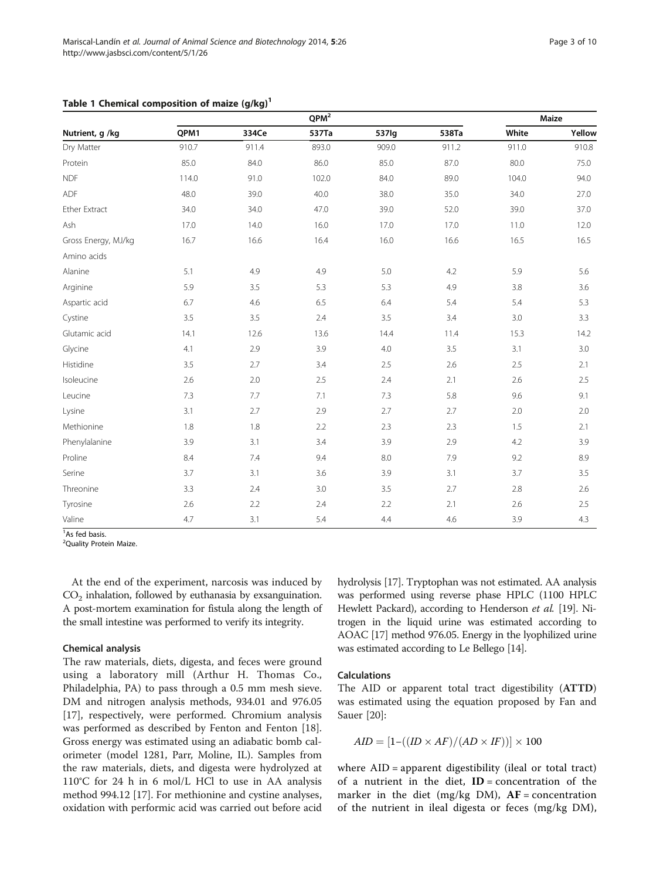**Table 1 Chemical composition of maize (g/kg)[1]**

| Nutrient, g /kg | QPM[2] | | | | | Maize | |
|---|---|---|---|---|---|---|---|
| | QPM1 | 334Ce | 537Ta | 537Ig | 538Ta | White | Yellow |
| Dry Matter | 910.7 | 911.4 | 893.0 | 909.0 | 911.2 | 911.0 | 910.8 |
| Protein | 85.0 | 84.0 | 86.0 | 85.0 | 87.0 | 80.0 | 75.0 |
| NDF | 114.0 | 91.0 | 102.0 | 84.0 | 89.0 | 104.0 | 94.0 |
| ADF | 48.0 | 39.0 | 40.0 | 38.0 | 35.0 | 34.0 | 27.0 |
| Ether Extract | 34.0 | 34.0 | 47.0 | 39.0 | 52.0 | 39.0 | 37.0 |
| Ash | 17.0 | 14.0 | 16.0 | 17.0 | 17.0 | 11.0 | 12.0 |
| Gross Energy, MJ/kg | 16.7 | 16.6 | 16.4 | 16.0 | 16.6 | 16.5 | 16.5 |
| Amino acids | | | | | | | |
| Alanine | 5.1 | 4.9 | 4.9 | 5.0 | 4.2 | 5.9 | 5.6 |
| Arginine | 5.9 | 3.5 | 5.3 | 5.3 | 4.9 | 3.8 | 3.6 |
| Aspartic acid | 6.7 | 4.6 | 6.5 | 6.4 | 5.4 | 5.4 | 5.3 |
| Cystine | 3.5 | 3.5 | 2.4 | 3.5 | 3.4 | 3.0 | 3.3 |
| Glutamic acid | 14.1 | 12.6 | 13.6 | 14.4 | 11.4 | 15.3 | 14.2 |
| Glycine | 4.1 | 2.9 | 3.9 | 4.0 | 3.5 | 3.1 | 3.0 |
| Histidine | 3.5 | 2.7 | 3.4 | 2.5 | 2.6 | 2.5 | 2.1 |
| Isoleucine | 2.6 | 2.0 | 2.5 | 2.4 | 2.1 | 2.6 | 2.5 |
| Leucine | 7.3 | 7.7 | 7.1 | 7.3 | 5.8 | 9.6 | 9.1 |
| Lysine | 3.1 | 2.7 | 2.9 | 2.7 | 2.7 | 2.0 | 2.0 |
| Methionine | 1.8 | 1.8 | 2.2 | 2.3 | 2.3 | 1.5 | 2.1 |
| Phenylalanine | 3.9 | 3.1 | 3.4 | 3.9 | 2.9 | 4.2 | 3.9 |
| Proline | 8.4 | 7.4 | 9.4 | 8.0 | 7.9 | 9.2 | 8.9 |
| Serine | 3.7 | 3.1 | 3.6 | 3.9 | 3.1 | 3.7 | 3.5 |
| Threonine | 3.3 | 2.4 | 3.0 | 3.5 | 2.7 | 2.8 | 2.6 |
| Tyrosine | 2.6 | 2.2 | 2.4 | 2.2 | 2.1 | 2.6 | 2.5 |
| Valine | 4.7 | 3.1 | 5.4 | 4.4 | 4.6 | 3.9 | 4.3 |

[1]As fed basis.
[2]Quality Protein Maize.

At the end of the experiment, narcosis was induced by $CO_2$ inhalation, followed by euthanasia by exsanguination. A post-mortem examination for fistula along the length of the small intestine was performed to verify its integrity.

### Chemical analysis

The raw materials, diets, digesta, and feces were ground using a laboratory mill (Arthur H. Thomas Co., Philadelphia, PA) to pass through a 0.5 mm mesh sieve. DM and nitrogen analysis methods, 934.01 and 976.05 [17], respectively, were performed. Chromium analysis was performed as described by Fenton and Fenton [18]. Gross energy was estimated using an adiabatic bomb calorimeter (model 1281, Parr, Moline, IL). Samples from the raw materials, diets, and digesta were hydrolyzed at 110°C for 24 h in 6 mol/L HCl to use in AA analysis method 994.12 [17]. For methionine and cystine analyses, oxidation with performic acid was carried out before acid hydrolysis [17]. Tryptophan was not estimated. AA analysis was performed using reverse phase HPLC (1100 HPLC Hewlett Packard), according to Henderson *et al.* [19]. Nitrogen in the liquid urine was estimated according to AOAC [17] method 976.05. Energy in the lyophilized urine was estimated according to Le Bellego [14].

### Calculations

The AID or apparent total tract digestibility (**ATTD**) was estimated using the equation proposed by Fan and Sauer [20]:

$$AID = [1-((ID \times AF)/(AD \times IF))] \times 100$$

where AID = apparent digestibility (ileal or total tract) of a nutrient in the diet, **ID** = concentration of the marker in the diet (mg/kg DM), **AF** = concentration of the nutrient in ileal digesta or feces (mg/kg DM),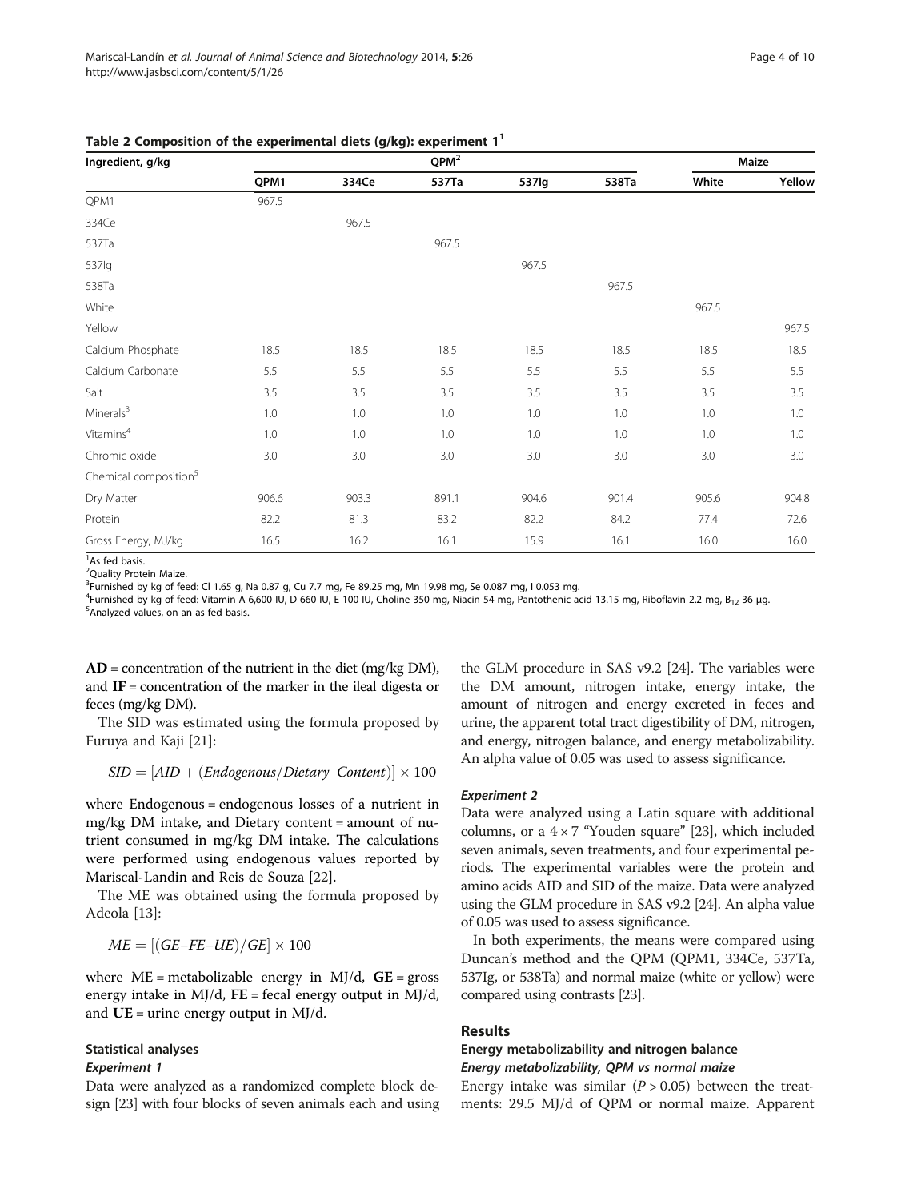**Table 2 Composition of the experimental diets (g/kg): experiment 1**[1]

| Ingredient, g/kg | QPM[2] | | | | | Maize | |
|---|---|---|---|---|---|---|---|
| | QPM1 | 334Ce | 537Ta | 537Ig | 538Ta | White | Yellow |
| QPM1 | 967.5 | | | | | | |
| 334Ce | | 967.5 | | | | | |
| 537Ta | | | 967.5 | | | | |
| 537Ig | | | | 967.5 | | | |
| 538Ta | | | | | 967.5 | | |
| White | | | | | | 967.5 | |
| Yellow | | | | | | | 967.5 |
| Calcium Phosphate | 18.5 | 18.5 | 18.5 | 18.5 | 18.5 | 18.5 | 18.5 |
| Calcium Carbonate | 5.5 | 5.5 | 5.5 | 5.5 | 5.5 | 5.5 | 5.5 |
| Salt | 3.5 | 3.5 | 3.5 | 3.5 | 3.5 | 3.5 | 3.5 |
| Minerals[3] | 1.0 | 1.0 | 1.0 | 1.0 | 1.0 | 1.0 | 1.0 |
| Vitamins[4] | 1.0 | 1.0 | 1.0 | 1.0 | 1.0 | 1.0 | 1.0 |
| Chromic oxide | 3.0 | 3.0 | 3.0 | 3.0 | 3.0 | 3.0 | 3.0 |
| Chemical composition[5] | | | | | | | |
| Dry Matter | 906.6 | 903.3 | 891.1 | 904.6 | 901.4 | 905.6 | 904.8 |
| Protein | 82.2 | 81.3 | 83.2 | 82.2 | 84.2 | 77.4 | 72.6 |
| Gross Energy, MJ/kg | 16.5 | 16.2 | 16.1 | 15.9 | 16.1 | 16.0 | 16.0 |

[1]As fed basis.
[2]Quality Protein Maize.
[3]Furnished by kg of feed: Cl 1.65 g, Na 0.87 g, Cu 7.7 mg, Fe 89.25 mg, Mn 19.98 mg, Se 0.087 mg, I 0.053 mg.
[4]Furnished by kg of feed: Vitamin A 6,600 IU, D 660 IU, E 100 IU, Choline 350 mg, Niacin 54 mg, Pantothenic acid 13.15 mg, Riboflavin 2.2 mg, $B_{12}$ 36 μg.
[5]Analyzed values, on an as fed basis.

**AD** = concentration of the nutrient in the diet (mg/kg DM), and **IF** = concentration of the marker in the ileal digesta or feces (mg/kg DM).

The SID was estimated using the formula proposed by Furuya and Kaji [21]:

$$SID = [AID + (Endogenous/Dietary\ \ Content)] \times 100$$

where Endogenous = endogenous losses of a nutrient in mg/kg DM intake, and Dietary content = amount of nutrient consumed in mg/kg DM intake. The calculations were performed using endogenous values reported by Mariscal-Landin and Reis de Souza [22].

The ME was obtained using the formula proposed by Adeola [13]:

$$ME = [(GE–FE–UE)/GE] \times 100$$

where ME = metabolizable energy in MJ/d, **GE** = gross energy intake in MJ/d, **FE** = fecal energy output in MJ/d, and **UE** = urine energy output in MJ/d.

### Statistical analyses

#### *Experiment 1*

Data were analyzed as a randomized complete block design [23] with four blocks of seven animals each and using the GLM procedure in SAS v9.2 [24]. The variables were the DM amount, nitrogen intake, energy intake, the amount of nitrogen and energy excreted in feces and urine, the apparent total tract digestibility of DM, nitrogen, and energy, nitrogen balance, and energy metabolizability. An alpha value of 0.05 was used to assess significance.

#### *Experiment 2*

Data were analyzed using a Latin square with additional columns, or a $4 \times 7$ "Youden square" [23], which included seven animals, seven treatments, and four experimental periods. The experimental variables were the protein and amino acids AID and SID of the maize. Data were analyzed using the GLM procedure in SAS v9.2 [24]. An alpha value of 0.05 was used to assess significance.

In both experiments, the means were compared using Duncan's method and the QPM (QPM1, 334Ce, 537Ta, 537Ig, or 538Ta) and normal maize (white or yellow) were compared using contrasts [23].

## Results

### Energy metabolizability and nitrogen balance

#### *Energy metabolizability, QPM vs normal maize*

Energy intake was similar ($P > 0.05$) between the treatments: 29.5 MJ/d of QPM or normal maize. Apparent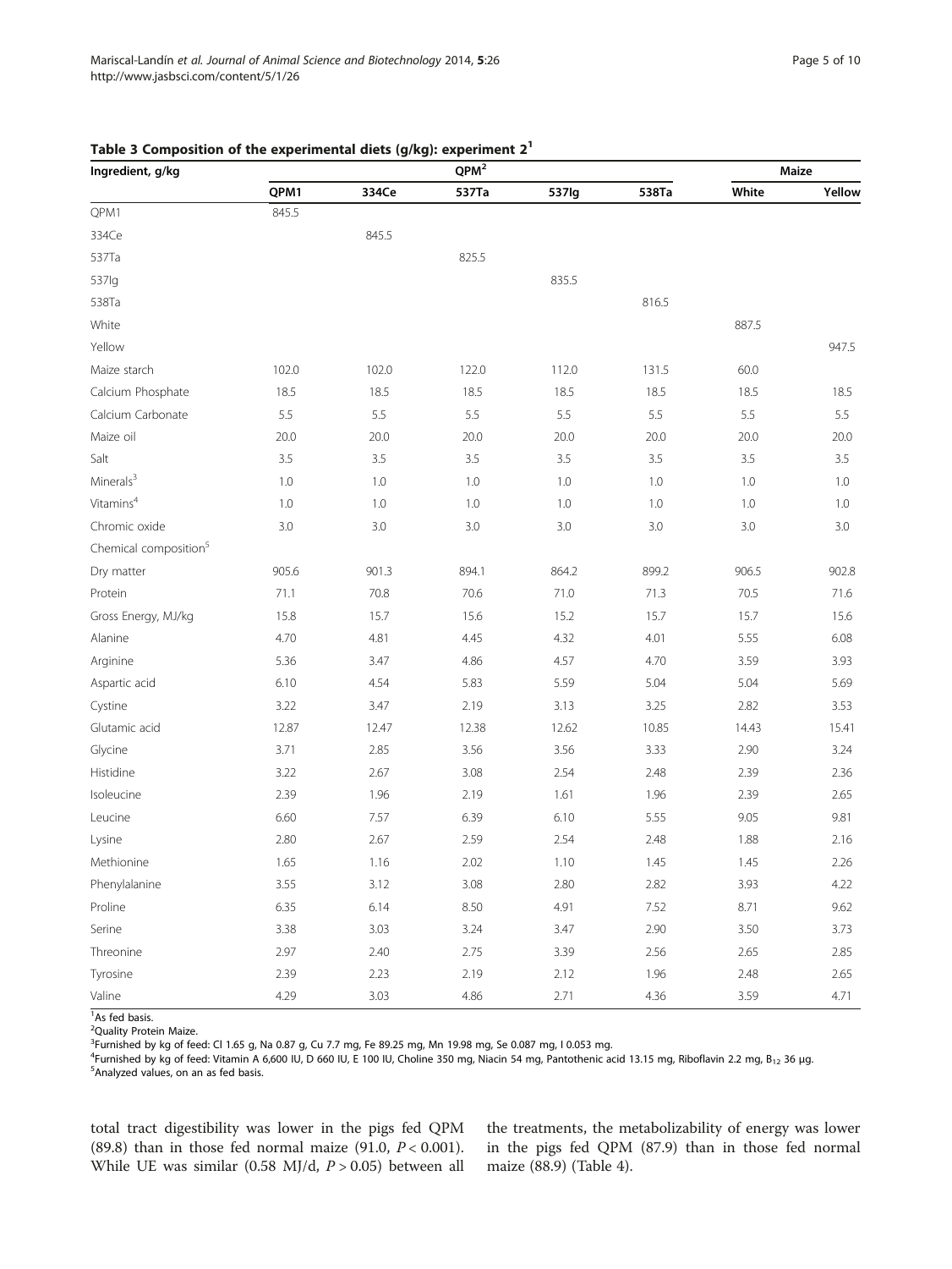**Table 3 Composition of the experimental diets (g/kg): experiment 2[1]**

| Ingredient, g/kg | QPM[2] | | | | | Maize | |
|---|---|---|---|---|---|---|---|
| | QPM1 | 334Ce | 537Ta | 537Ig | 538Ta | White | Yellow |
| QPM1 | 845.5 | | | | | | |
| 334Ce | | 845.5 | | | | | |
| 537Ta | | | 825.5 | | | | |
| 537Ig | | | | 835.5 | | | |
| 538Ta | | | | | 816.5 | | |
| White | | | | | | 887.5 | |
| Yellow | | | | | | | 947.5 |
| Maize starch | 102.0 | 102.0 | 122.0 | 112.0 | 131.5 | 60.0 | |
| Calcium Phosphate | 18.5 | 18.5 | 18.5 | 18.5 | 18.5 | 18.5 | 18.5 |
| Calcium Carbonate | 5.5 | 5.5 | 5.5 | 5.5 | 5.5 | 5.5 | 5.5 |
| Maize oil | 20.0 | 20.0 | 20.0 | 20.0 | 20.0 | 20.0 | 20.0 |
| Salt | 3.5 | 3.5 | 3.5 | 3.5 | 3.5 | 3.5 | 3.5 |
| Minerals[3] | 1.0 | 1.0 | 1.0 | 1.0 | 1.0 | 1.0 | 1.0 |
| Vitamins[4] | 1.0 | 1.0 | 1.0 | 1.0 | 1.0 | 1.0 | 1.0 |
| Chromic oxide | 3.0 | 3.0 | 3.0 | 3.0 | 3.0 | 3.0 | 3.0 |
| Chemical composition[5] | | | | | | | |
| Dry matter | 905.6 | 901.3 | 894.1 | 864.2 | 899.2 | 906.5 | 902.8 |
| Protein | 71.1 | 70.8 | 70.6 | 71.0 | 71.3 | 70.5 | 71.6 |
| Gross Energy, MJ/kg | 15.8 | 15.7 | 15.6 | 15.2 | 15.7 | 15.7 | 15.6 |
| Alanine | 4.70 | 4.81 | 4.45 | 4.32 | 4.01 | 5.55 | 6.08 |
| Arginine | 5.36 | 3.47 | 4.86 | 4.57 | 4.70 | 3.59 | 3.93 |
| Aspartic acid | 6.10 | 4.54 | 5.83 | 5.59 | 5.04 | 5.04 | 5.69 |
| Cystine | 3.22 | 3.47 | 2.19 | 3.13 | 3.25 | 2.82 | 3.53 |
| Glutamic acid | 12.87 | 12.47 | 12.38 | 12.62 | 10.85 | 14.43 | 15.41 |
| Glycine | 3.71 | 2.85 | 3.56 | 3.56 | 3.33 | 2.90 | 3.24 |
| Histidine | 3.22 | 2.67 | 3.08 | 2.54 | 2.48 | 2.39 | 2.36 |
| Isoleucine | 2.39 | 1.96 | 2.19 | 1.61 | 1.96 | 2.39 | 2.65 |
| Leucine | 6.60 | 7.57 | 6.39 | 6.10 | 5.55 | 9.05 | 9.81 |
| Lysine | 2.80 | 2.67 | 2.59 | 2.54 | 2.48 | 1.88 | 2.16 |
| Methionine | 1.65 | 1.16 | 2.02 | 1.10 | 1.45 | 1.45 | 2.26 |
| Phenylalanine | 3.55 | 3.12 | 3.08 | 2.80 | 2.82 | 3.93 | 4.22 |
| Proline | 6.35 | 6.14 | 8.50 | 4.91 | 7.52 | 8.71 | 9.62 |
| Serine | 3.38 | 3.03 | 3.24 | 3.47 | 2.90 | 3.50 | 3.73 |
| Threonine | 2.97 | 2.40 | 2.75 | 3.39 | 2.56 | 2.65 | 2.85 |
| Tyrosine | 2.39 | 2.23 | 2.19 | 2.12 | 1.96 | 2.48 | 2.65 |
| Valine | 4.29 | 3.03 | 4.86 | 2.71 | 4.36 | 3.59 | 4.71 |

[1]As fed basis.
[2]Quality Protein Maize.
[3]Furnished by kg of feed: Cl 1.65 g, Na 0.87 g, Cu 7.7 mg, Fe 89.25 mg, Mn 19.98 mg, Se 0.087 mg, I 0.053 mg.
[4]Furnished by kg of feed: Vitamin A 6,600 IU, D 660 IU, E 100 IU, Choline 350 mg, Niacin 54 mg, Pantothenic acid 13.15 mg, Riboflavin 2.2 mg, $B_{12}$ 36 μg.
[5]Analyzed values, on an as fed basis.

total tract digestibility was lower in the pigs fed QPM (89.8) than in those fed normal maize (91.0, $P < 0.001$). While UE was similar (0.58 MJ/d, $P > 0.05$) between all the treatments, the metabolizability of energy was lower in the pigs fed QPM (87.9) than in those fed normal maize (88.9) (Table 4).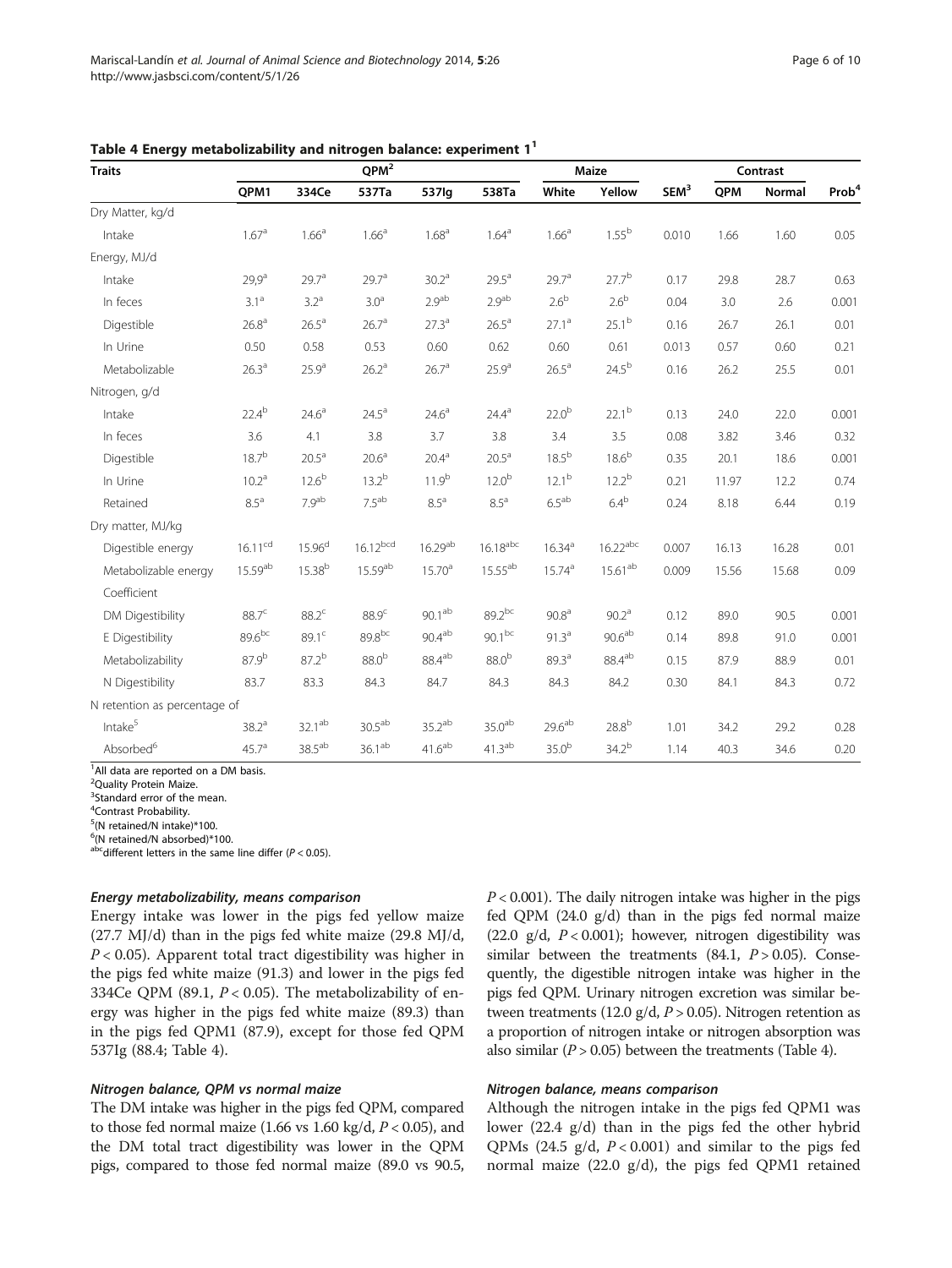**Table 4 Energy metabolizability and nitrogen balance: experiment 1**[1]

| Traits | QPM[2] | | | | | Maize | | SEM[3] | Contrast | | Prob[4] |
|---|---|---|---|---|---|---|---|---|---|---|---|
| | QPM1 | 334Ce | 537Ta | 537Ig | 538Ta | White | Yellow | | QPM | Normal | |
| Dry Matter, kg/d | | | | | | | | | | | |
| Intake | 1.67[a] | 1.66[a] | 1.66[a] | 1.68[a] | 1.64[a] | 1.66[a] | 1.55[b] | 0.010 | 1.66 | 1.60 | 0.05 |
| Energy, MJ/d | | | | | | | | | | | |
| Intake | 29,9[a] | 29.7[a] | 29.7[a] | 30.2[a] | 29.5[a] | 29.7[a] | 27.7[b] | 0.17 | 29.8 | 28.7 | 0.63 |
| In feces | 3.1[a] | 3.2[a] | 3.0[a] | 2.9[ab] | 2.9[ab] | 2.6[b] | 2.6[b] | 0.04 | 3.0 | 2.6 | 0.001 |
| Digestible | 26.8[a] | 26.5[a] | 26.7[a] | 27.3[a] | 26.5[a] | 27.1[a] | 25.1[b] | 0.16 | 26.7 | 26.1 | 0.01 |
| In Urine | 0.50 | 0.58 | 0.53 | 0.60 | 0.62 | 0.60 | 0.61 | 0.013 | 0.57 | 0.60 | 0.21 |
| Metabolizable | 26.3[a] | 25.9[a] | 26.2[a] | 26.7[a] | 25.9[a] | 26.5[a] | 24.5[b] | 0.16 | 26.2 | 25.5 | 0.01 |
| Nitrogen, g/d | | | | | | | | | | | |
| Intake | 22.4[b] | 24.6[a] | 24.5[a] | 24.6[a] | 24.4[a] | 22.0[b] | 22.1[b] | 0.13 | 24.0 | 22.0 | 0.001 |
| In feces | 3.6 | 4.1 | 3.8 | 3.7 | 3.8 | 3.4 | 3.5 | 0.08 | 3.82 | 3.46 | 0.32 |
| Digestible | 18.7[b] | 20.5[a] | 20.6[a] | 20.4[a] | 20.5[a] | 18.5[b] | 18.6[b] | 0.35 | 20.1 | 18.6 | 0.001 |
| In Urine | 10.2[a] | 12.6[b] | 13.2[b] | 11.9[b] | 12.0[b] | 12.1[b] | 12.2[b] | 0.21 | 11.97 | 12.2 | 0.74 |
| Retained | 8.5[a] | 7.9[ab] | 7.5[ab] | 8.5[a] | 8.5[a] | 6.5[ab] | 6.4[b] | 0.24 | 8.18 | 6.44 | 0.19 |
| Dry matter, MJ/kg | | | | | | | | | | | |
| Digestible energy | 16.11[cd] | 15.96[d] | 16.12[bcd] | 16.29[ab] | 16.18[abc] | 16.34[a] | 16.22[abc] | 0.007 | 16.13 | 16.28 | 0.01 |
| Metabolizable energy | 15.59[ab] | 15.38[b] | 15.59[ab] | 15.70[a] | 15.55[ab] | 15.74[a] | 15.61[ab] | 0.009 | 15.56 | 15.68 | 0.09 |
| Coefficient | | | | | | | | | | | |
| DM Digestibility | 88.7[c] | 88.2[c] | 88.9[c] | 90.1[ab] | 89.2[bc] | 90.8[a] | 90.2[a] | 0.12 | 89.0 | 90.5 | 0.001 |
| E Digestibility | 89.6[bc] | 89.1[c] | 89.8[bc] | 90.4[ab] | 90.1[bc] | 91.3[a] | 90.6[ab] | 0.14 | 89.8 | 91.0 | 0.001 |
| Metabolizability | 87.9[b] | 87.2[b] | 88.0[b] | 88.4[ab] | 88.0[b] | 89.3[a] | 88.4[ab] | 0.15 | 87.9 | 88.9 | 0.01 |
| N Digestibility | 83.7 | 83.3 | 84.3 | 84.7 | 84.3 | 84.3 | 84.2 | 0.30 | 84.1 | 84.3 | 0.72 |
| N retention as percentage of | | | | | | | | | | | |
| Intake[5] | 38.2[a] | 32.1[ab] | 30.5[ab] | 35.2[ab] | 35.0[ab] | 29.6[ab] | 28.8[b] | 1.01 | 34.2 | 29.2 | 0.28 |
| Absorbed[6] | 45.7[a] | 38.5[ab] | 36.1[ab] | 41.6[ab] | 41.3[ab] | 35.0[b] | 34.2[b] | 1.14 | 40.3 | 34.6 | 0.20 |

[1]All data are reported on a DM basis.
[2]Quality Protein Maize.
[3]Standard error of the mean.
[4]Contrast Probability.
[5](N retained/N intake)*100.
[6](N retained/N absorbed)*100.
[abc]different letters in the same line differ ($P < 0.05$).

#### Energy metabolizability, means comparison

Energy intake was lower in the pigs fed yellow maize (27.7 MJ/d) than in the pigs fed white maize (29.8 MJ/d, $P < 0.05$). Apparent total tract digestibility was higher in the pigs fed white maize (91.3) and lower in the pigs fed 334Ce QPM (89.1, $P < 0.05$). The metabolizability of energy was higher in the pigs fed white maize (89.3) than in the pigs fed QPM1 (87.9), except for those fed QPM 537Ig (88.4; Table 4).

#### Nitrogen balance, QPM vs normal maize

The DM intake was higher in the pigs fed QPM, compared to those fed normal maize (1.66 vs 1.60 kg/d, $P < 0.05$), and the DM total tract digestibility was lower in the QPM pigs, compared to those fed normal maize (89.0 vs 90.5, $P < 0.001$). The daily nitrogen intake was higher in the pigs fed QPM (24.0 g/d) than in the pigs fed normal maize (22.0 g/d, $P < 0.001$); however, nitrogen digestibility was similar between the treatments (84.1, $P > 0.05$). Consequently, the digestible nitrogen intake was higher in the pigs fed QPM. Urinary nitrogen excretion was similar between treatments (12.0 g/d, $P > 0.05$). Nitrogen retention as a proportion of nitrogen intake or nitrogen absorption was also similar ($P > 0.05$) between the treatments (Table 4).

#### Nitrogen balance, means comparison

Although the nitrogen intake in the pigs fed QPM1 was lower (22.4 g/d) than in the pigs fed the other hybrid QPMs (24.5 g/d, $P < 0.001$) and similar to the pigs fed normal maize (22.0 g/d), the pigs fed QPM1 retained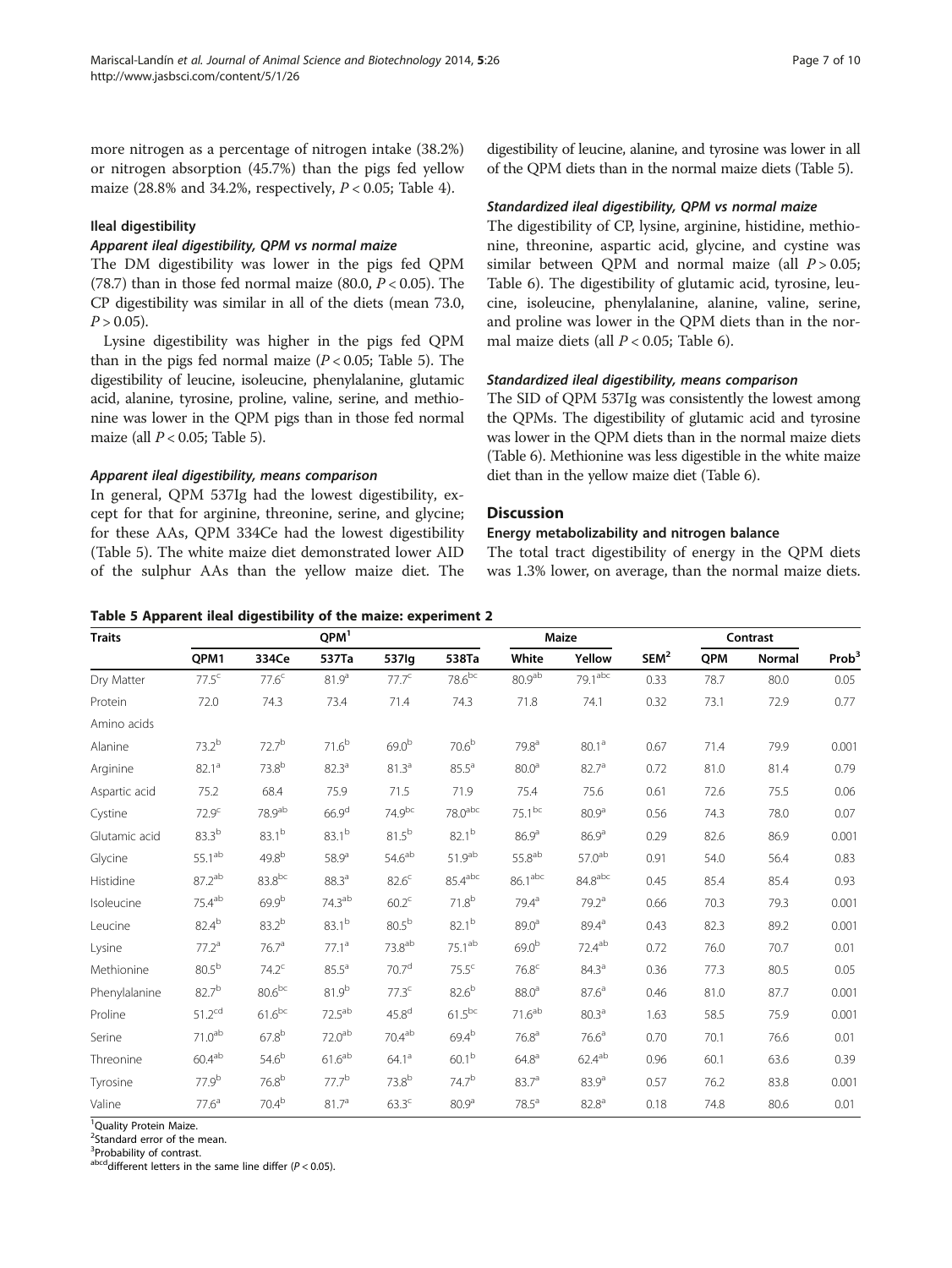more nitrogen as a percentage of nitrogen intake (38.2%) or nitrogen absorption (45.7%) than the pigs fed yellow maize (28.8% and 34.2%, respectively, $P < 0.05$; Table 4).

### Ileal digestibility

#### *Apparent ileal digestibility, QPM vs normal maize*

The DM digestibility was lower in the pigs fed QPM (78.7) than in those fed normal maize (80.0, $P < 0.05$). The CP digestibility was similar in all of the diets (mean 73.0, $P > 0.05$).

Lysine digestibility was higher in the pigs fed QPM than in the pigs fed normal maize ($P < 0.05$; Table 5). The digestibility of leucine, isoleucine, phenylalanine, glutamic acid, alanine, tyrosine, proline, valine, serine, and methionine was lower in the QPM pigs than in those fed normal maize (all $P < 0.05$; Table 5).

#### *Apparent ileal digestibility, means comparison*

In general, QPM 537Ig had the lowest digestibility, except for that for arginine, threonine, serine, and glycine; for these AAs, QPM 334Ce had the lowest digestibility (Table 5). The white maize diet demonstrated lower AID of the sulphur AAs than the yellow maize diet. The digestibility of leucine, alanine, and tyrosine was lower in all of the QPM diets than in the normal maize diets (Table 5).

#### *Standardized ileal digestibility, QPM vs normal maize*

The digestibility of CP, lysine, arginine, histidine, methionine, threonine, aspartic acid, glycine, and cystine was similar between QPM and normal maize (all $P > 0.05$; Table 6). The digestibility of glutamic acid, tyrosine, leucine, isoleucine, phenylalanine, alanine, valine, serine, and proline was lower in the QPM diets than in the normal maize diets (all $P < 0.05$; Table 6).

#### *Standardized ileal digestibility, means comparison*

The SID of QPM 537Ig was consistently the lowest among the QPMs. The digestibility of glutamic acid and tyrosine was lower in the QPM diets than in the normal maize diets (Table 6). Methionine was less digestible in the white maize diet than in the yellow maize diet (Table 6).

## Discussion

### Energy metabolizability and nitrogen balance

The total tract digestibility of energy in the QPM diets was 1.3% lower, on average, than the normal maize diets.

**Table 5 Apparent ileal digestibility of the maize: experiment 2**

| Traits | QPM[1] | | | | | Maize | | SEM[2] | Contrast | | Prob[3] |
|---|---|---|---|---|---|---|---|---|---|---|---|
| | QPM1 | 334Ce | 537Ta | 537Ig | 538Ta | White | Yellow | | QPM | Normal | |
| Dry Matter | 77.5[c] | 77.6[c] | 81.9[a] | 77.7[c] | 78.6[bc] | 80.9[ab] | 79.1[abc] | 0.33 | 78.7 | 80.0 | 0.05 |
| Protein | 72.0 | 74.3 | 73.4 | 71.4 | 74.3 | 71.8 | 74.1 | 0.32 | 73.1 | 72.9 | 0.77 |
| Amino acids | | | | | | | | | | | |
| Alanine | 73.2[b] | 72.7[b] | 71.6[b] | 69.0[b] | 70.6[b] | 79.8[a] | 80.1[a] | 0.67 | 71.4 | 79.9 | 0.001 |
| Arginine | 82.1[a] | 73.8[b] | 82.3[a] | 81.3[a] | 85.5[a] | 80.0[a] | 82.7[a] | 0.72 | 81.0 | 81.4 | 0.79 |
| Aspartic acid | 75.2 | 68.4 | 75.9 | 71.5 | 71.9 | 75.4 | 75.6 | 0.61 | 72.6 | 75.5 | 0.06 |
| Cystine | 72.9[c] | 78.9[ab] | 66.9[d] | 74.9[bc] | 78.0[abc] | 75.1[bc] | 80.9[a] | 0.56 | 74.3 | 78.0 | 0.07 |
| Glutamic acid | 83.3[b] | 83.1[b] | 83.1[b] | 81.5[b] | 82.1[b] | 86.9[a] | 86.9[a] | 0.29 | 82.6 | 86.9 | 0.001 |
| Glycine | 55.1[ab] | 49.8[b] | 58.9[a] | 54.6[ab] | 51.9[ab] | 55.8[ab] | 57.0[ab] | 0.91 | 54.0 | 56.4 | 0.83 |
| Histidine | 87.2[ab] | 83.8[bc] | 88.3[a] | 82.6[c] | 85.4[abc] | 86.1[abc] | 84.8[abc] | 0.45 | 85.4 | 85.4 | 0.93 |
| Isoleucine | 75.4[ab] | 69.9[b] | 74.3[ab] | 60.2[c] | 71.8[b] | 79.4[a] | 79.2[a] | 0.66 | 70.3 | 79.3 | 0.001 |
| Leucine | 82.4[b] | 83.2[b] | 83.1[b] | 80.5[b] | 82.1[b] | 89.0[a] | 89.4[a] | 0.43 | 82.3 | 89.2 | 0.001 |
| Lysine | 77.2[a] | 76.7[a] | 77.1[a] | 73.8[ab] | 75.1[ab] | 69.0[b] | 72.4[ab] | 0.72 | 76.0 | 70.7 | 0.01 |
| Methionine | 80.5[b] | 74.2[c] | 85.5[a] | 70.7[d] | 75.5[c] | 76.8[c] | 84.3[a] | 0.36 | 77.3 | 80.5 | 0.05 |
| Phenylalanine | 82.7[b] | 80.6[bc] | 81.9[b] | 77.3[c] | 82.6[b] | 88.0[a] | 87.6[a] | 0.46 | 81.0 | 87.7 | 0.001 |
| Proline | 51.2[cd] | 61.6[bc] | 72.5[ab] | 45.8[d] | 61.5[bc] | 71.6[ab] | 80.3[a] | 1.63 | 58.5 | 75.9 | 0.001 |
| Serine | 71.0[ab] | 67.8[b] | 72.0[ab] | 70.4[ab] | 69.4[b] | 76.8[a] | 76.6[a] | 0.70 | 70.1 | 76.6 | 0.01 |
| Threonine | 60.4[ab] | 54.6[b] | 61.6[ab] | 64.1[a] | 60.1[b] | 64.8[a] | 62.4[ab] | 0.96 | 60.1 | 63.6 | 0.39 |
| Tyrosine | 77.9[b] | 76.8[b] | 77.7[b] | 73.8[b] | 74.7[b] | 83.7[a] | 83.9[a] | 0.57 | 76.2 | 83.8 | 0.001 |
| Valine | 77.6[a] | 70.4[b] | 81.7[a] | 63.3[c] | 80.9[a] | 78.5[a] | 82.8[a] | 0.18 | 74.8 | 80.6 | 0.01 |

[1]Quality Protein Maize.
[2]Standard error of the mean.
[3]Probability of contrast.
[abcd]different letters in the same line differ ($P < 0.05$).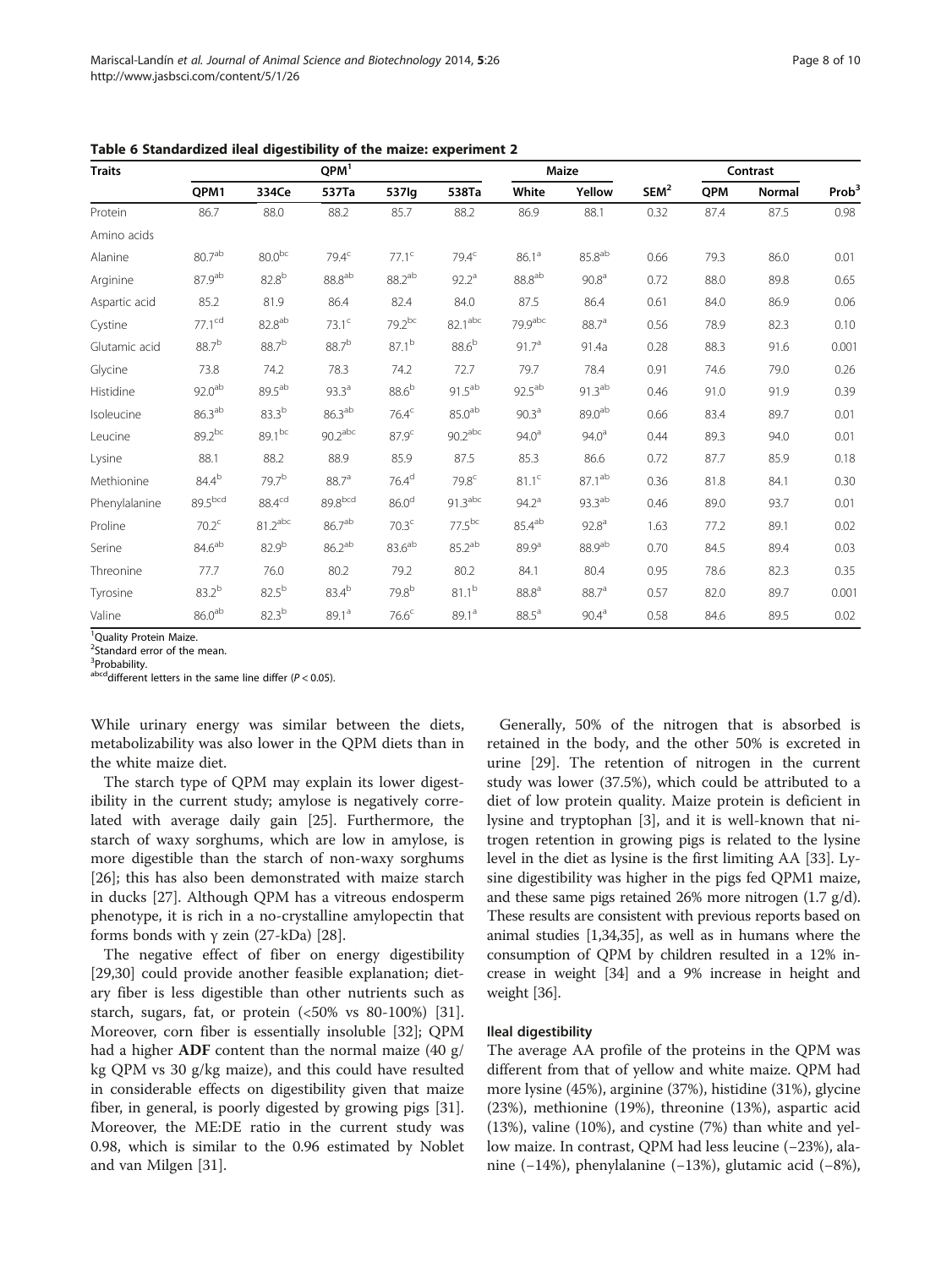**Table 6 Standardized ileal digestibility of the maize: experiment 2**

| Traits | QPM[1] | | | | | Maize | | SEM[2] | Contrast | | Prob[3] |
|---|---|---|---|---|---|---|---|---|---|---|---|
| | QPM1 | 334Ce | 537Ta | 537Ig | 538Ta | White | Yellow | | QPM | Normal | |
| Protein | 86.7 | 88.0 | 88.2 | 85.7 | 88.2 | 86.9 | 88.1 | 0.32 | 87.4 | 87.5 | 0.98 |
| Amino acids | | | | | | | | | | | |
| Alanine | 80.7[ab] | 80.0[bc] | 79.4[c] | 77.1[c] | 79.4[c] | 86.1[a] | 85.8[ab] | 0.66 | 79.3 | 86.0 | 0.01 |
| Arginine | 87.9[ab] | 82.8[b] | 88.8[ab] | 88.2[ab] | 92.2[a] | 88.8[ab] | 90.8[a] | 0.72 | 88.0 | 89.8 | 0.65 |
| Aspartic acid | 85.2 | 81.9 | 86.4 | 82.4 | 84.0 | 87.5 | 86.4 | 0.61 | 84.0 | 86.9 | 0.06 |
| Cystine | 77.1[cd] | 82.8[ab] | 73.1[c] | 79.2[bc] | 82.1[abc] | 79.9[abc] | 88.7[a] | 0.56 | 78.9 | 82.3 | 0.10 |
| Glutamic acid | 88.7[b] | 88.7[b] | 88.7[b] | 87.1[b] | 88.6[b] | 91.7[a] | 91.4a | 0.28 | 88.3 | 91.6 | 0.001 |
| Glycine | 73.8 | 74.2 | 78.3 | 74.2 | 72.7 | 79.7 | 78.4 | 0.91 | 74.6 | 79.0 | 0.26 |
| Histidine | 92.0[ab] | 89.5[ab] | 93.3[a] | 88.6[b] | 91.5[ab] | 92.5[ab] | 91.3[ab] | 0.46 | 91.0 | 91.9 | 0.39 |
| Isoleucine | 86.3[ab] | 83.3[b] | 86.3[ab] | 76.4[c] | 85.0[ab] | 90.3[a] | 89.0[ab] | 0.66 | 83.4 | 89.7 | 0.01 |
| Leucine | 89.2[bc] | 89.1[bc] | 90.2[abc] | 87.9[c] | 90.2[abc] | 94.0[a] | 94.0[a] | 0.44 | 89.3 | 94.0 | 0.01 |
| Lysine | 88.1 | 88.2 | 88.9 | 85.9 | 87.5 | 85.3 | 86.6 | 0.72 | 87.7 | 85.9 | 0.18 |
| Methionine | 84.4[b] | 79.7[b] | 88.7[a] | 76.4[d] | 79.8[c] | 81.1[c] | 87.1[ab] | 0.36 | 81.8 | 84.1 | 0.30 |
| Phenylalanine | 89.5[bcd] | 88.4[cd] | 89.8[bcd] | 86.0[d] | 91.3[abc] | 94.2[a] | 93.3[ab] | 0.46 | 89.0 | 93.7 | 0.01 |
| Proline | 70.2[c] | 81.2[abc] | 86.7[ab] | 70.3[c] | 77.5[bc] | 85.4[ab] | 92.8[a] | 1.63 | 77.2 | 89.1 | 0.02 |
| Serine | 84.6[ab] | 82.9[b] | 86.2[ab] | 83.6[ab] | 85.2[ab] | 89.9[a] | 88.9[ab] | 0.70 | 84.5 | 89.4 | 0.03 |
| Threonine | 77.7 | 76.0 | 80.2 | 79.2 | 80.2 | 84.1 | 80.4 | 0.95 | 78.6 | 82.3 | 0.35 |
| Tyrosine | 83.2[b] | 82.5[b] | 83.4[b] | 79.8[b] | 81.1[b] | 88.8[a] | 88.7[a] | 0.57 | 82.0 | 89.7 | 0.001 |
| Valine | 86.0[ab] | 82.3[b] | 89.1[a] | 76.6[c] | 89.1[a] | 88.5[a] | 90.4[a] | 0.58 | 84.6 | 89.5 | 0.02 |

[1]Quality Protein Maize.
[2]Standard error of the mean.
[3]Probability.
[abcd]different letters in the same line differ ($P < 0.05$).

While urinary energy was similar between the diets, metabolizability was also lower in the QPM diets than in the white maize diet.

The starch type of QPM may explain its lower digestibility in the current study; amylose is negatively correlated with average daily gain [25]. Furthermore, the starch of waxy sorghums, which are low in amylose, is more digestible than the starch of non-waxy sorghums [26]; this has also been demonstrated with maize starch in ducks [27]. Although QPM has a vitreous endosperm phenotype, it is rich in a no-crystalline amylopectin that forms bonds with γ zein (27-kDa) [28].

The negative effect of fiber on energy digestibility [29,30] could provide another feasible explanation; dietary fiber is less digestible than other nutrients such as starch, sugars, fat, or protein (<50% vs 80-100%) [31]. Moreover, corn fiber is essentially insoluble [32]; QPM had a higher **ADF** content than the normal maize (40 g/kg QPM vs 30 g/kg maize), and this could have resulted in considerable effects on digestibility given that maize fiber, in general, is poorly digested by growing pigs [31]. Moreover, the ME:DE ratio in the current study was 0.98, which is similar to the 0.96 estimated by Noblet and van Milgen [31].

Generally, 50% of the nitrogen that is absorbed is retained in the body, and the other 50% is excreted in urine [29]. The retention of nitrogen in the current study was lower (37.5%), which could be attributed to a diet of low protein quality. Maize protein is deficient in lysine and tryptophan [3], and it is well-known that nitrogen retention in growing pigs is related to the lysine level in the diet as lysine is the first limiting AA [33]. Lysine digestibility was higher in the pigs fed QPM1 maize, and these same pigs retained 26% more nitrogen (1.7 g/d). These results are consistent with previous reports based on animal studies [1,34,35], as well as in humans where the consumption of QPM by children resulted in a 12% increase in weight [34] and a 9% increase in height and weight [36].

#### Ileal digestibility

The average AA profile of the proteins in the QPM was different from that of yellow and white maize. QPM had more lysine (45%), arginine (37%), histidine (31%), glycine (23%), methionine (19%), threonine (13%), aspartic acid (13%), valine (10%), and cystine (7%) than white and yellow maize. In contrast, QPM had less leucine (−23%), alanine (−14%), phenylalanine (−13%), glutamic acid (−8%),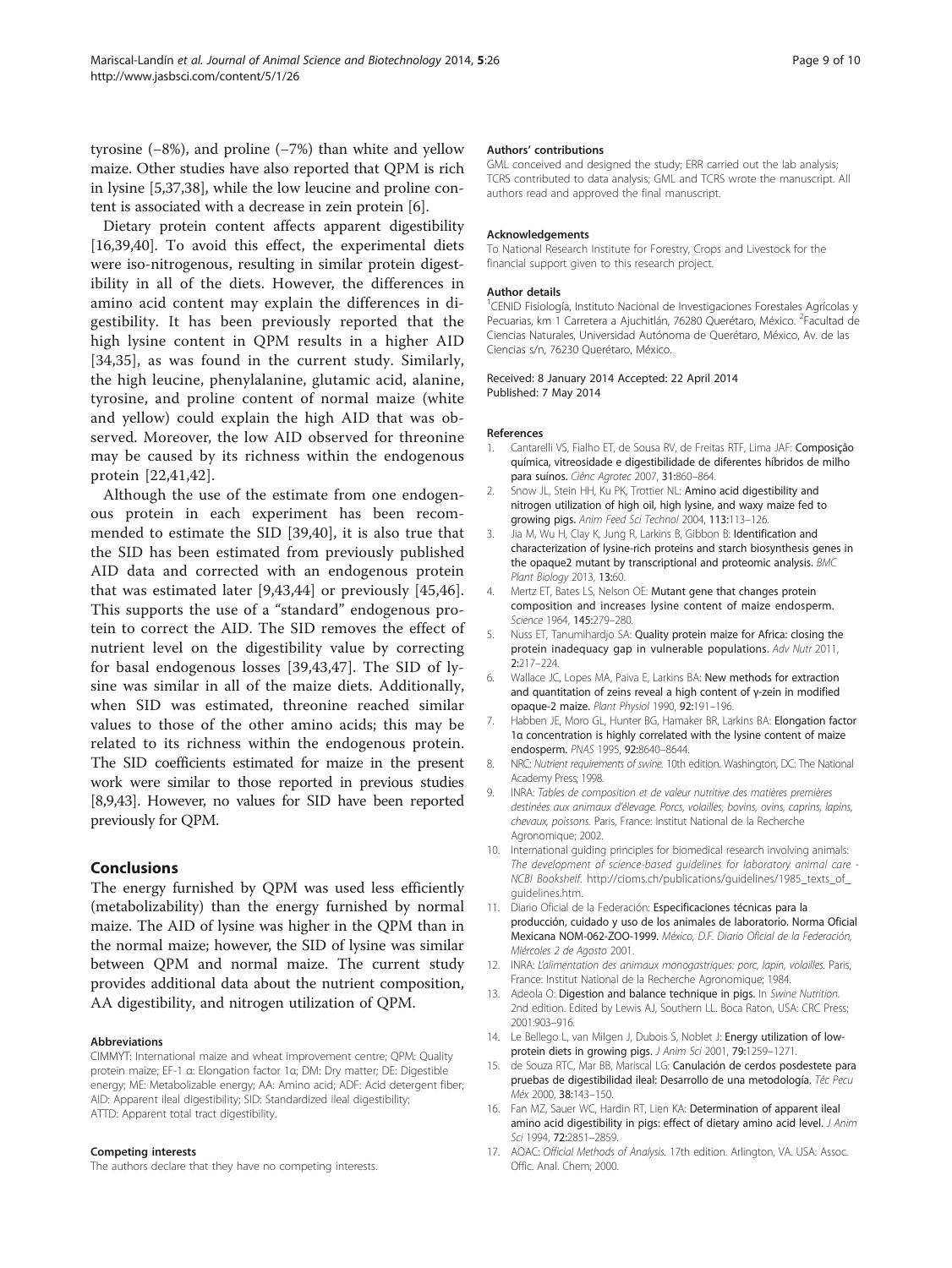tyrosine (−8%), and proline (−7%) than white and yellow maize. Other studies have also reported that QPM is rich in lysine [5,37,38], while the low leucine and proline content is associated with a decrease in zein protein [6].

Dietary protein content affects apparent digestibility [16,39,40]. To avoid this effect, the experimental diets were iso-nitrogenous, resulting in similar protein digestibility in all of the diets. However, the differences in amino acid content may explain the differences in digestibility. It has been previously reported that the high lysine content in QPM results in a higher AID [34,35], as was found in the current study. Similarly, the high leucine, phenylalanine, glutamic acid, alanine, tyrosine, and proline content of normal maize (white and yellow) could explain the high AID that was observed. Moreover, the low AID observed for threonine may be caused by its richness within the endogenous protein [22,41,42].

Although the use of the estimate from one endogenous protein in each experiment has been recommended to estimate the SID [39,40], it is also true that the SID has been estimated from previously published AID data and corrected with an endogenous protein that was estimated later [9,43,44] or previously [45,46]. This supports the use of a "standard" endogenous protein to correct the AID. The SID removes the effect of nutrient level on the digestibility value by correcting for basal endogenous losses [39,43,47]. The SID of lysine was similar in all of the maize diets. Additionally, when SID was estimated, threonine reached similar values to those of the other amino acids; this may be related to its richness within the endogenous protein. The SID coefficients estimated for maize in the present work were similar to those reported in previous studies [8,9,43]. However, no values for SID have been reported previously for QPM.

## Conclusions

The energy furnished by QPM was used less efficiently (metabolizability) than the energy furnished by normal maize. The AID of lysine was higher in the QPM than in the normal maize; however, the SID of lysine was similar between QPM and normal maize. The current study provides additional data about the nutrient composition, AA digestibility, and nitrogen utilization of QPM.

#### Abbreviations

CIMMYT: International maize and wheat improvement centre; QPM: Quality protein maize; EF-1 α: Elongation factor 1α; DM: Dry matter; DE: Digestible energy; ME: Metabolizable energy; AA: Amino acid; ADF: Acid detergent fiber; AID: Apparent ileal digestibility; SID: Standardized ileal digestibility; ATTD: Apparent total tract digestibility.

#### Competing interests

The authors declare that they have no competing interests.

#### Authors' contributions

GML conceived and designed the study; ERR carried out the lab analysis; TCRS contributed to data analysis; GML and TCRS wrote the manuscript. All authors read and approved the final manuscript.

#### Acknowledgements

To National Research Institute for Forestry, Crops and Livestock for the financial support given to this research project.

#### Author details

[1]CENID Fisiología, Instituto Nacional de Investigaciones Forestales Agrícolas y Pecuarias, km 1 Carretera a Ajuchitlán, 76280 Querétaro, México. [2]Facultad de Ciencias Naturales, Universidad Autónoma de Querétaro, México, Av. de las Ciencias s/n, 76230 Querétaro, México.

Received: 8 January 2014 Accepted: 22 April 2014
Published: 7 May 2014

#### References

1. Cantarelli VS, Fialho ET, de Sousa RV, de Freitas RTF, Lima JAF: **Composição química, vitreosidade e digestibilidade de diferentes híbridos de milho para suínos.** *Ciênc Agrotec* 2007, **31:**860–864.
2. Snow JL, Stein HH, Ku PK, Trottier NL: **Amino acid digestibility and nitrogen utilization of high oil, high lysine, and waxy maize fed to growing pigs.** *Anim Feed Sci Technol* 2004, **113:**113–126.
3. Jia M, Wu H, Clay K, Jung R, Larkins B, Gibbon B: **Identification and characterization of lysine-rich proteins and starch biosynthesis genes in the opaque2 mutant by transcriptional and proteomic analysis.** *BMC Plant Biology* 2013, **13:**60.
4. Mertz ET, Bates LS, Nelson OE: **Mutant gene that changes protein composition and increases lysine content of maize endosperm.** *Science* 1964, **145:**279–280.
5. Nuss ET, Tanumihardjo SA: **Quality protein maize for Africa: closing the protein inadequacy gap in vulnerable populations.** *Adv Nutr* 2011, **2:**217–224.
6. Wallace JC, Lopes MA, Paiva E, Larkins BA: **New methods for extraction and quantitation of zeins reveal a high content of γ-zein in modified opaque-2 maize.** *Plant Physiol* 1990, **92:**191–196.
7. Habben JE, Moro GL, Hunter BG, Hamaker BR, Larkins BA: **Elongation factor 1α concentration is highly correlated with the lysine content of maize endosperm.** *PNAS* 1995, **92:**8640–8644.
8. NRC: *Nutrient requirements of swine.* 10th edition. Washington, DC: The National Academy Press; 1998.
9. INRA: *Tables de composition et de valeur nutritive des matières premières destinées aux animaux d'élevage. Porcs, volailles, bovins, ovins, caprins, lapins, chevaux, poissons.* Paris, France: Institut National de la Recherche Agronomique; 2002.
10. International guiding principles for biomedical research involving animals: *The development of science-based guidelines for laboratory animal care - NCBI Bookshelf.* http://cioms.ch/publications/guidelines/1985_texts_of_guidelines.htm.
11. Diario Oficial de la Federación: **Especificaciones técnicas para la producción, cuidado y uso de los animales de laboratorio. Norma Oficial Mexicana NOM-062-ZOO-1999.** *México, D.F. Diario Oficial de la Federación, Miércoles 2 de Agosto* 2001.
12. INRA: *L'alimentation des animaux monogastriques: porc, lapin, volailles.* Paris, France: Institut National de la Recherche Agronomique; 1984.
13. Adeola O: **Digestion and balance technique in pigs.** In *Swine Nutrition.* 2nd edition. Edited by Lewis AJ, Southern LL. Boca Raton, USA: CRC Press; 2001:903–916.
14. Le Bellego L, van Milgen J, Dubois S, Noblet J: **Energy utilization of low-protein diets in growing pigs.** *J Anim Sci* 2001, **79:**1259–1271.
15. de Souza RTC, Mar BB, Mariscal LG: **Canulación de cerdos posdestete para pruebas de digestibilidad ileal: Desarrollo de una metodología.** *Téc Pecu Méx* 2000, **38:**143–150.
16. Fan MZ, Sauer WC, Hardin RT, Lien KA: **Determination of apparent ileal amino acid digestibility in pigs: effect of dietary amino acid level.** *J Anim Sci* 1994, **72:**2851–2859.
17. AOAC: *Official Methods of Analysis.* 17th edition. Arlington, VA. USA: Assoc. Offic. Anal. Chem; 2000.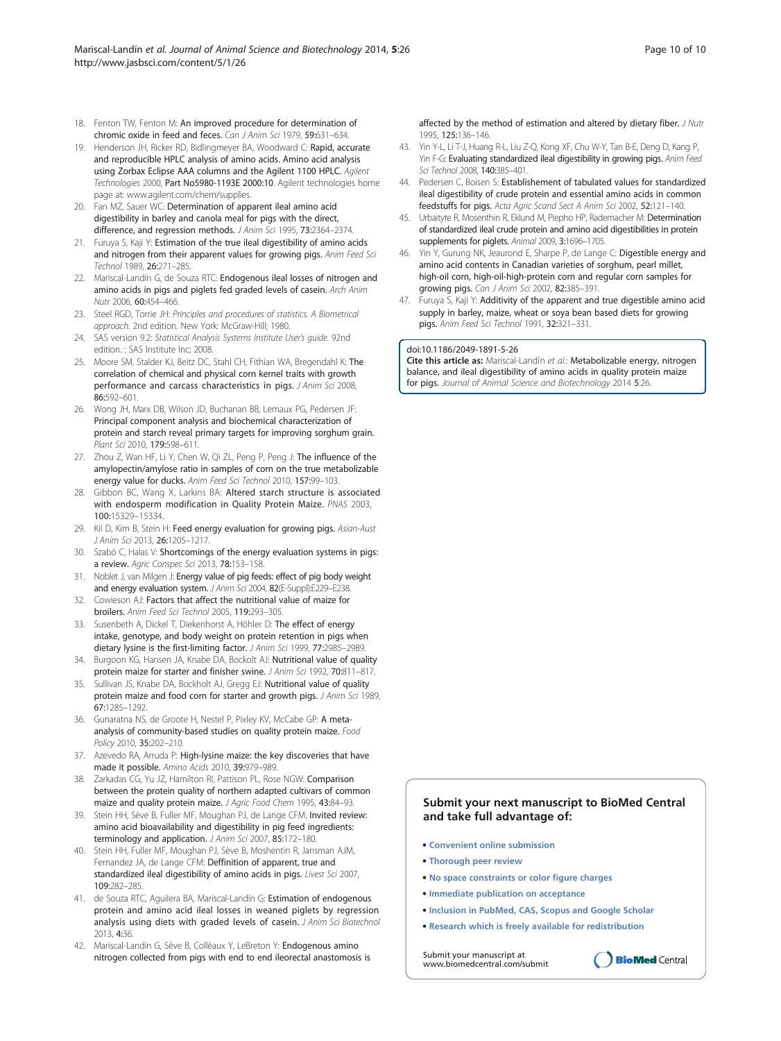18. Fenton TW, Fenton M: **An improved procedure for determination of chromic oxide in feed and feces.** *Can J Anim Sci* 1979, **59:**631–634.
19. Henderson JH, Ricker RD, Bidlingmeyer BA, Woodward C: **Rapid, accurate and reproducible HPLC analysis of amino acids. Amino acid analysis using Zorbax Eclipse AAA columns and the Agilent 1100 HPLC.** *Agilent Technologies* 2000, **Part No5980-1193E 2000:10**. Agilent technologies home page at: www.agilent.com/chem/supplies.
20. Fan MZ, Sauer WC: **Determination of apparent ileal amino acid digestibility in barley and canola meal for pigs with the direct, difference, and regression methods.** *J Anim Sci* 1995, **73:**2364–2374.
21. Furuya S, Kaji Y: **Estimation of the true ileal digestibility of amino acids and nitrogen from their apparent values for growing pigs.** *Anim Feed Sci Technol* 1989, **26:**271–285.
22. Mariscal-Landín G, de Souza RTC: **Endogenous ileal losses of nitrogen and amino acids in pigs and piglets fed graded levels of casein.** *Arch Anim Nutr* 2006, **60:**454–466.
23. Steel RGD, Torrie JH: *Principles and procedures of statistics. A Biometrical approach.* 2nd edition. New York: McGraw-Hill; 1980.
24. SAS version 9.2: *Statistical Analysis Systems Institute User's guide.* 92nd edition. : SAS Institute Inc; 2008.
25. Moore SM, Stalder KJ, Beitz DC, Stahl CH, Fithian WA, Bregendahl K: **The correlation of chemical and physical corn kernel traits with growth performance and carcass characteristics in pigs.** *J Anim Sci* 2008, **86:**592–601.
26. Wong JH, Marx DB, Wilson JD, Buchanan BB, Lemaux PG, Pedersen JF: **Principal component analysis and biochemical characterization of protein and starch reveal primary targets for improving sorghum grain.** *Plant Sci* 2010, **179:**598–611.
27. Zhou Z, Wan HF, Li Y, Chen W, Qi ZL, Peng P, Peng J: **The influence of the amylopectin/amylose ratio in samples of corn on the true metabolizable energy value for ducks.** *Anim Feed Sci Technol* 2010, **157:**99–103.
28. Gibbon BC, Wang X, Larkins BA: **Altered starch structure is associated with endosperm modification in Quality Protein Maize.** *PNAS* 2003, **100:**15329–15334.
29. Kil D, Kim B, Stein H: **Feed energy evaluation for growing pigs.** *Asian-Aust J Anim Sci* 2013, **26:**1205–1217.
30. Szabó C, Halas V: **Shortcomings of the energy evaluation systems in pigs: a review.** *Agric Conspec Sci* 2013, **78:**153–158.
31. Noblet J, van Milgen J: **Energy value of pig feeds: effect of pig body weight and energy evaluation system.** *J Anim Sci* 2004, **82**(E-Suppl):E229–E238.
32. Cowieson AJ: **Factors that affect the nutritional value of maize for broilers.** *Anim Feed Sci Technol* 2005, **119:**293–305.
33. Susenbeth A, Dickel T, Diekenhorst A, Höhler D: **The effect of energy intake, genotype, and body weight on protein retention in pigs when dietary lysine is the first-limiting factor.** *J Anim Sci* 1999, **77:**2985–2989.
34. Burgoon KG, Hansen JA, Knabe DA, Bockolt AJ: **Nutritional value of quality protein maize for starter and finisher swine.** *J Anim Sci* 1992, **70:**811–817.
35. Sullivan JS, Knabe DA, Bockholt AJ, Gregg EJ: **Nutritional value of quality protein maize and food corn for starter and growth pigs.** *J Anim Sci* 1989, **67:**1285–1292.
36. Gunaratna NS, de Groote H, Nestel P, Pixley KV, McCabe GP: **A meta-analysis of community-based studies on quality protein maize.** *Food Policy* 2010, **35:**202–210.
37. Azevedo RA, Arruda P: **High-lysine maize: the key discoveries that have made it possible.** *Amino Acids* 2010, **39:**979–989.
38. Zarkadas CG, Yu JZ, Hamilton RI, Pattison PL, Rose NGW: **Comparison between the protein quality of northern adapted cultivars of common maize and quality protein maize.** *J Agric Food Chem* 1995, **43:**84–93.
39. Stein HH, Sève B, Fuller MF, Moughan PJ, de Lange CFM: **Invited review: amino acid bioavailability and digestibility in pig feed ingredients: terminology and application.** *J Anim Sci* 2007, **85:**172–180.
40. Stein HH, Fuller MF, Moughan PJ, Sève B, Moshentin R, Jansman AJM, Fernandez JA, de Lange CFM: **Deffinition of apparent, true and standardized ileal digestibility of amino acids in pigs.** *Livest Sci* 2007, **109:**282–285.
41. de Souza RTC, Aguilera BA, Mariscal-Landín G: **Estimation of endogenous protein and amino acid ileal losses in weaned piglets by regression analysis using diets with graded levels of casein.** *J Anim Sci Biotechnol* 2013, **4:**36.
42. Mariscal-Landín G, Sève B, Collèaux Y, LeBreton Y: **Endogenous amino nitrogen collected from pigs with end to end ileorectal anastomosis is affected by the method of estimation and altered by dietary fiber.** *J Nutr* 1995, **125:**136–146.
43. Yin Y-L, Li T-J, Huang R-L, Liu Z-Q, Kong XF, Chu W-Y, Tan B-E, Deng D, Kang P, Yin F-G: **Evaluating standardized ileal digestibility in growing pigs.** *Anim Feed Sci Technol* 2008, **140:**385–401.
44. Pedersen C, Boisen S: **Establishement of tabulated values for standardized ileal digestibility of crude protein and essential amino acids in common feedstuffs for pigs.** *Acta Agric Scand Sect A Anim Sci* 2002, **52:**121–140.
45. Urbaityte R, Mosenthin R, Eklund M, Piepho HP, Rademacher M: **Determination of standardized ileal crude protein and amino acid digestibilities in protein supplements for piglets.** *Animal* 2009, **3:**1696–1705.
46. Yin Y, Gurung NK, Jeaurond E, Sharpe P, de Lange C: **Digestible energy and amino acid contents in Canadian varieties of sorghum, pearl millet, high-oil corn, high-oil-high-protein corn and regular corn samples for growing pigs.** *Can J Anim Sci* 2002, **82:**385–391.
47. Furuya S, Kaji Y: **Additivity of the apparent and true digestible amino acid supply in barley, maize, wheat or soya bean based diets for growing pigs.** *Anim Feed Sci Technol* 1991, **32:**321–331.

doi:10.1186/2049-1891-5-26

**Cite this article as:** Mariscal-Landín *et al.*: Metabolizable energy, nitrogen balance, and ileal digestibility of amino acids in quality protein maize for pigs. *Journal of Animal Science and Biotechnology* 2014 **5**:26.

**Submit your next manuscript to BioMed Central and take full advantage of:**

- **Convenient online submission**
- **Thorough peer review**
- **No space constraints or color figure charges**
- **Immediate publication on acceptance**
- **Inclusion in PubMed, CAS, Scopus and Google Scholar**
- **Research which is freely available for redistribution**

Submit your manuscript at www.biomedcentral.com/submit